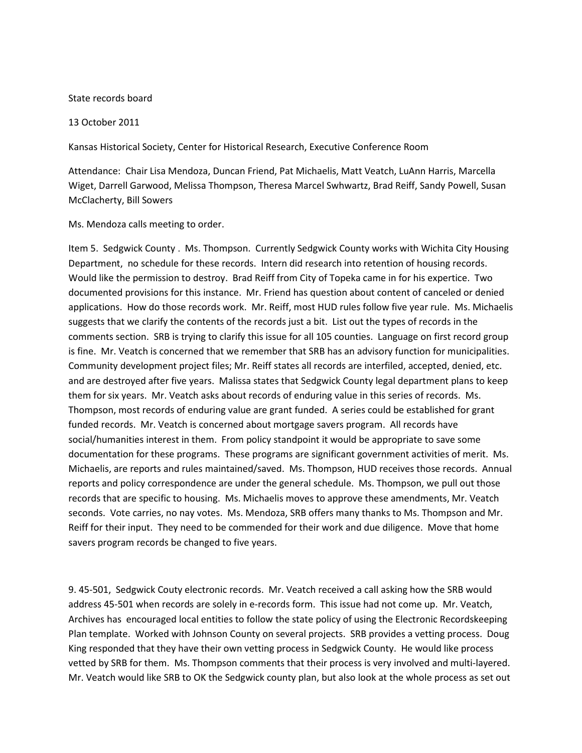State records board

13 October 2011

Kansas Historical Society, Center for Historical Research, Executive Conference Room

Attendance: Chair Lisa Mendoza, Duncan Friend, Pat Michaelis, Matt Veatch, LuAnn Harris, Marcella Wiget, Darrell Garwood, Melissa Thompson, Theresa Marcel Swhwartz, Brad Reiff, Sandy Powell, Susan McClacherty, Bill Sowers

Ms. Mendoza calls meeting to order.

Item 5. Sedgwick County . Ms. Thompson. Currently Sedgwick County works with Wichita City Housing Department, no schedule for these records. Intern did research into retention of housing records. Would like the permission to destroy. Brad Reiff from City of Topeka came in for his expertice. Two documented provisions for this instance. Mr. Friend has question about content of canceled or denied applications. How do those records work. Mr. Reiff, most HUD rules follow five year rule. Ms. Michaelis suggests that we clarify the contents of the records just a bit. List out the types of records in the comments section. SRB is trying to clarify this issue for all 105 counties. Language on first record group is fine. Mr. Veatch is concerned that we remember that SRB has an advisory function for municipalities. Community development project files; Mr. Reiff states all records are interfiled, accepted, denied, etc. and are destroyed after five years. Malissa states that Sedgwick County legal department plans to keep them for six years. Mr. Veatch asks about records of enduring value in this series of records. Ms. Thompson, most records of enduring value are grant funded. A series could be established for grant funded records. Mr. Veatch is concerned about mortgage savers program. All records have social/humanities interest in them. From policy standpoint it would be appropriate to save some documentation for these programs. These programs are significant government activities of merit. Ms. Michaelis, are reports and rules maintained/saved. Ms. Thompson, HUD receives those records. Annual reports and policy correspondence are under the general schedule. Ms. Thompson, we pull out those records that are specific to housing. Ms. Michaelis moves to approve these amendments, Mr. Veatch seconds. Vote carries, no nay votes. Ms. Mendoza, SRB offers many thanks to Ms. Thompson and Mr. Reiff for their input. They need to be commended for their work and due diligence. Move that home savers program records be changed to five years.

9. 45-501, Sedgwick Couty electronic records. Mr. Veatch received a call asking how the SRB would address 45-501 when records are solely in e-records form. This issue had not come up. Mr. Veatch, Archives has encouraged local entities to follow the state policy of using the Electronic Recordskeeping Plan template. Worked with Johnson County on several projects. SRB provides a vetting process. Doug King responded that they have their own vetting process in Sedgwick County. He would like process vetted by SRB for them. Ms. Thompson comments that their process is very involved and multi-layered. Mr. Veatch would like SRB to OK the Sedgwick county plan, but also look at the whole process as set out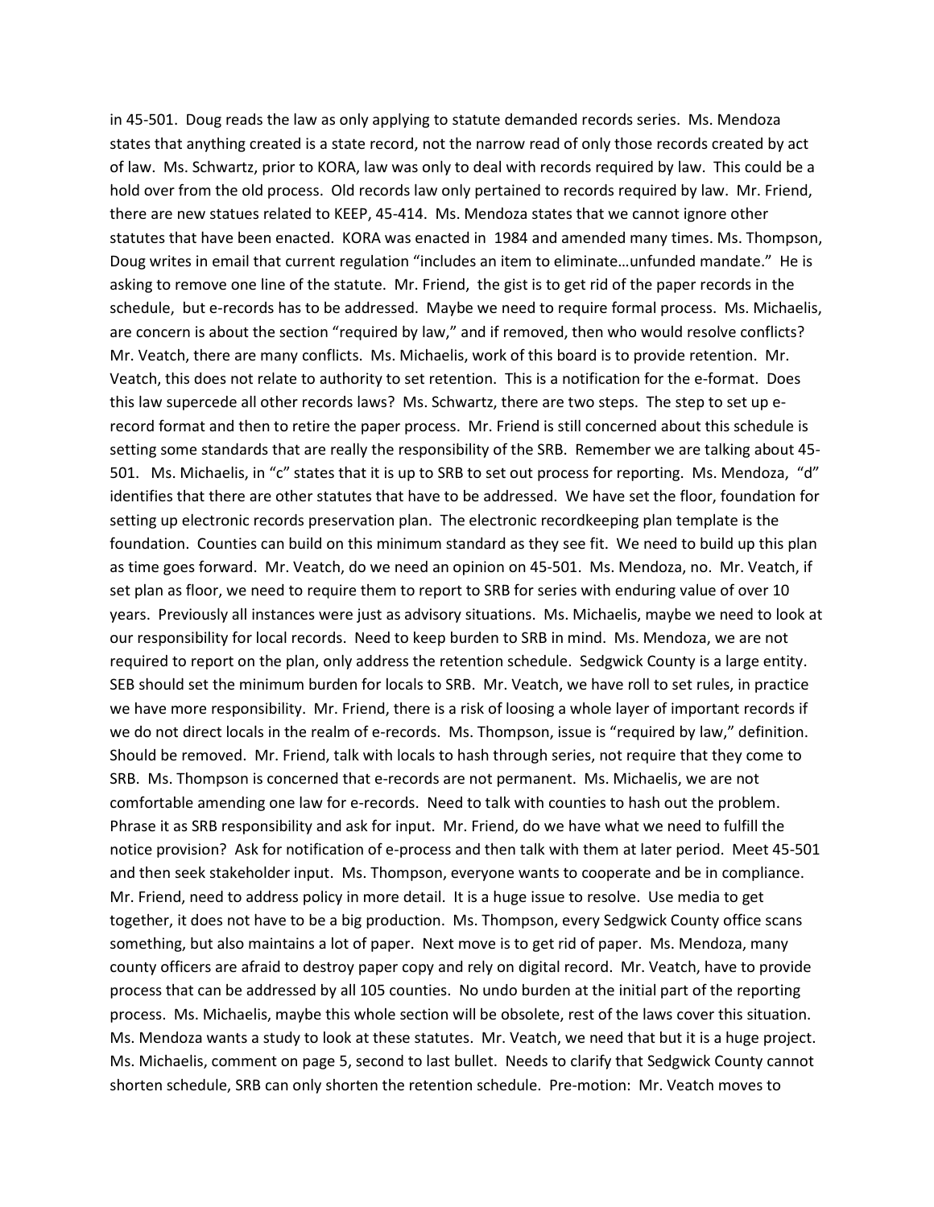in 45-501. Doug reads the law as only applying to statute demanded records series. Ms. Mendoza states that anything created is a state record, not the narrow read of only those records created by act of law. Ms. Schwartz, prior to KORA, law was only to deal with records required by law. This could be a hold over from the old process. Old records law only pertained to records required by law. Mr. Friend, there are new statues related to KEEP, 45-414. Ms. Mendoza states that we cannot ignore other statutes that have been enacted. KORA was enacted in 1984 and amended many times. Ms. Thompson, Doug writes in email that current regulation "includes an item to eliminate…unfunded mandate." He is asking to remove one line of the statute. Mr. Friend, the gist is to get rid of the paper records in the schedule, but e-records has to be addressed. Maybe we need to require formal process. Ms. Michaelis, are concern is about the section "required by law," and if removed, then who would resolve conflicts? Mr. Veatch, there are many conflicts. Ms. Michaelis, work of this board is to provide retention. Mr. Veatch, this does not relate to authority to set retention. This is a notification for the e-format. Does this law supercede all other records laws? Ms. Schwartz, there are two steps. The step to set up e-record format and then to retire the paper process. Mr. Friend is still concerned about this schedule is setting some standards that are really the responsibility of the SRB. Remember we are talking about 45-501. Ms. Michaelis, in "c" states that it is up to SRB to set out process for reporting. Ms. Mendoza, "d" identifies that there are other statutes that have to be addressed. We have set the floor, foundation for setting up electronic records preservation plan. The electronic recordkeeping plan template is the foundation. Counties can build on this minimum standard as they see fit. We need to build up this plan as time goes forward. Mr. Veatch, do we need an opinion on 45-501. Ms. Mendoza, no. Mr. Veatch, if set plan as floor, we need to require them to report to SRB for series with enduring value of over 10 years. Previously all instances were just as advisory situations. Ms. Michaelis, maybe we need to look at our responsibility for local records. Need to keep burden to SRB in mind. Ms. Mendoza, we are not required to report on the plan, only address the retention schedule. Sedgwick County is a large entity. SEB should set the minimum burden for locals to SRB. Mr. Veatch, we have roll to set rules, in practice we have more responsibility. Mr. Friend, there is a risk of loosing a whole layer of important records if we do not direct locals in the realm of e-records. Ms. Thompson, issue is "required by law," definition. Should be removed. Mr. Friend, talk with locals to hash through series, not require that they come to SRB. Ms. Thompson is concerned that e-records are not permanent. Ms. Michaelis, we are not comfortable amending one law for e-records. Need to talk with counties to hash out the problem. Phrase it as SRB responsibility and ask for input. Mr. Friend, do we have what we need to fulfill the notice provision? Ask for notification of e-process and then talk with them at later period. Meet 45-501 and then seek stakeholder input. Ms. Thompson, everyone wants to cooperate and be in compliance. Mr. Friend, need to address policy in more detail. It is a huge issue to resolve. Use media to get together, it does not have to be a big production. Ms. Thompson, every Sedgwick County office scans something, but also maintains a lot of paper. Next move is to get rid of paper. Ms. Mendoza, many county officers are afraid to destroy paper copy and rely on digital record. Mr. Veatch, have to provide process that can be addressed by all 105 counties. No undo burden at the initial part of the reporting process. Ms. Michaelis, maybe this whole section will be obsolete, rest of the laws cover this situation. Ms. Mendoza wants a study to look at these statutes. Mr. Veatch, we need that but it is a huge project. Ms. Michaelis, comment on page 5, second to last bullet. Needs to clarify that Sedgwick County cannot shorten schedule, SRB can only shorten the retention schedule. Pre-motion: Mr. Veatch moves to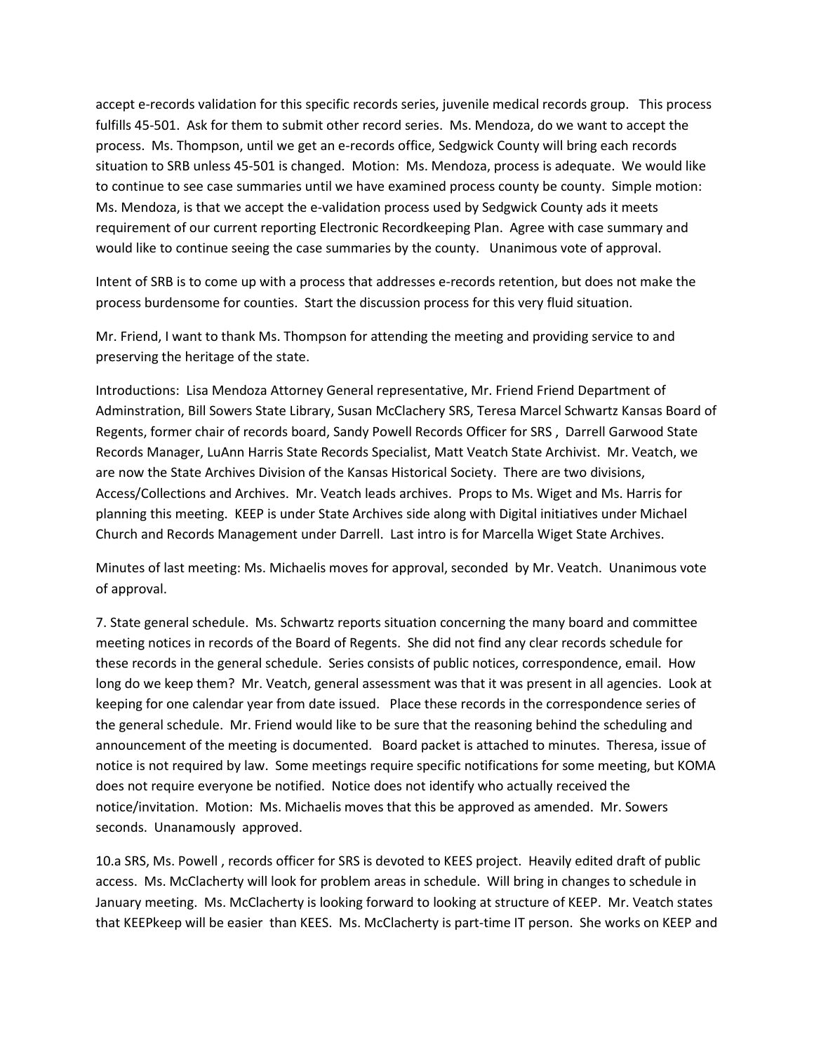accept e-records validation for this specific records series, juvenile medical records group. This process fulfills 45-501. Ask for them to submit other record series. Ms. Mendoza, do we want to accept the process. Ms. Thompson, until we get an e-records office, Sedgwick County will bring each records situation to SRB unless 45-501 is changed. Motion: Ms. Mendoza, process is adequate. We would like to continue to see case summaries until we have examined process county be county. Simple motion: Ms. Mendoza, is that we accept the e-validation process used by Sedgwick County ads it meets requirement of our current reporting Electronic Recordkeeping Plan. Agree with case summary and would like to continue seeing the case summaries by the county. Unanimous vote of approval.

Intent of SRB is to come up with a process that addresses e-records retention, but does not make the process burdensome for counties. Start the discussion process for this very fluid situation.

Mr. Friend, I want to thank Ms. Thompson for attending the meeting and providing service to and preserving the heritage of the state.

Introductions: Lisa Mendoza Attorney General representative, Mr. Friend Friend Department of Adminstration, Bill Sowers State Library, Susan McClachery SRS, Teresa Marcel Schwartz Kansas Board of Regents, former chair of records board, Sandy Powell Records Officer for SRS , Darrell Garwood State Records Manager, LuAnn Harris State Records Specialist, Matt Veatch State Archivist. Mr. Veatch, we are now the State Archives Division of the Kansas Historical Society. There are two divisions, Access/Collections and Archives. Mr. Veatch leads archives. Props to Ms. Wiget and Ms. Harris for planning this meeting. KEEP is under State Archives side along with Digital initiatives under Michael Church and Records Management under Darrell. Last intro is for Marcella Wiget State Archives.

Minutes of last meeting: Ms. Michaelis moves for approval, seconded by Mr. Veatch. Unanimous vote of approval.

7. State general schedule. Ms. Schwartz reports situation concerning the many board and committee meeting notices in records of the Board of Regents. She did not find any clear records schedule for these records in the general schedule. Series consists of public notices, correspondence, email. How long do we keep them? Mr. Veatch, general assessment was that it was present in all agencies. Look at keeping for one calendar year from date issued. Place these records in the correspondence series of the general schedule. Mr. Friend would like to be sure that the reasoning behind the scheduling and announcement of the meeting is documented. Board packet is attached to minutes. Theresa, issue of notice is not required by law. Some meetings require specific notifications for some meeting, but KOMA does not require everyone be notified. Notice does not identify who actually received the notice/invitation. Motion: Ms. Michaelis moves that this be approved as amended. Mr. Sowers seconds. Unanamously approved.

10.a SRS, Ms. Powell , records officer for SRS is devoted to KEES project. Heavily edited draft of public access. Ms. McClacherty will look for problem areas in schedule. Will bring in changes to schedule in January meeting. Ms. McClacherty is looking forward to looking at structure of KEEP. Mr. Veatch states that KEEPkeep will be easier than KEES. Ms. McClacherty is part-time IT person. She works on KEEP and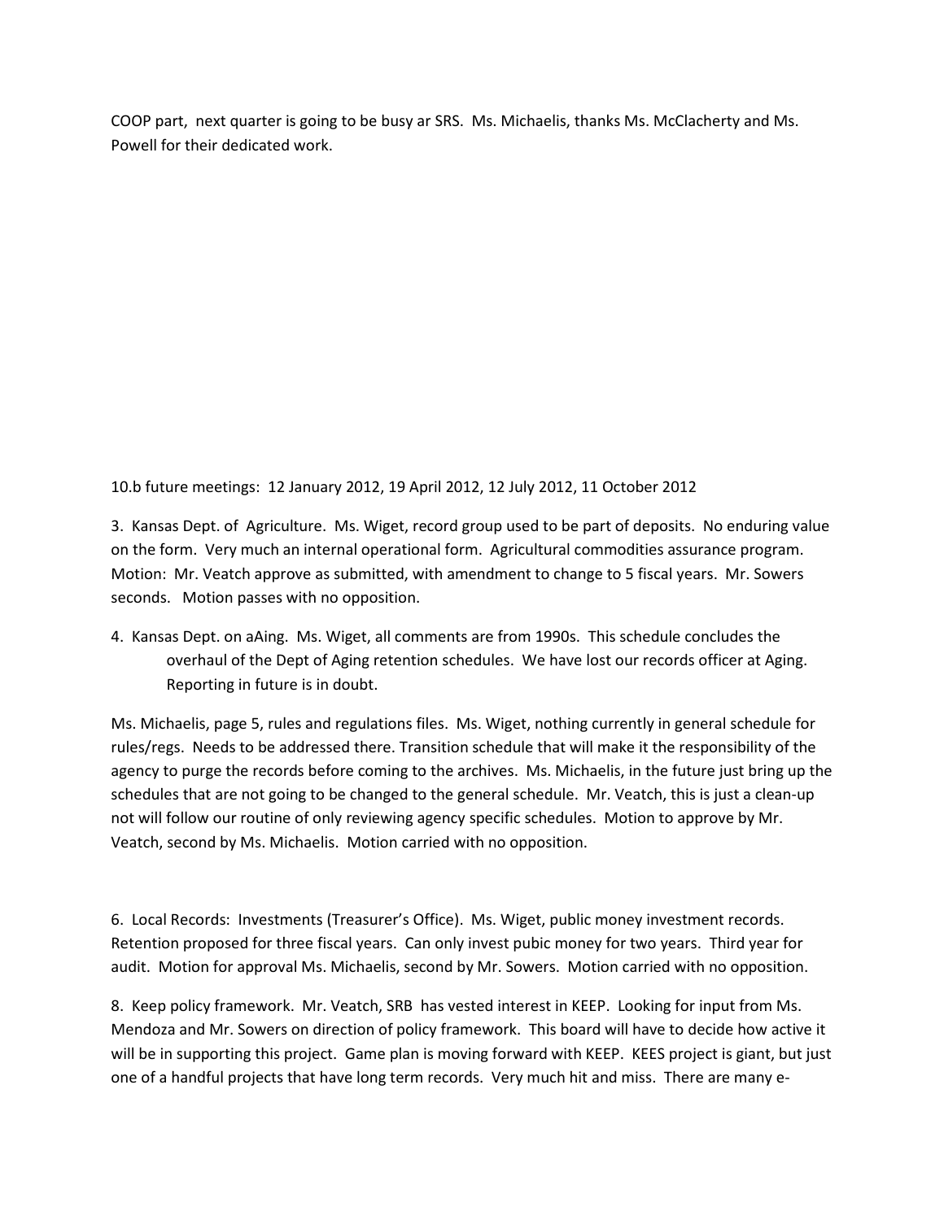COOP part,  next quarter is going to be busy ar SRS.  Ms. Michaelis, thanks Ms. McClacherty and Ms. Powell for their dedicated work.

10.b future meetings:  12 January 2012, 19 April 2012, 12 July 2012, 11 October 2012

3.  Kansas Dept. of  Agriculture.  Ms. Wiget, record group used to be part of deposits.  No enduring value on the form.  Very much an internal operational form.  Agricultural commodities assurance program.  Motion:  Mr. Veatch approve as submitted, with amendment to change to 5 fiscal years.  Mr. Sowers seconds.   Motion passes with no opposition.

4.  Kansas Dept. on aAing.  Ms. Wiget, all comments are from 1990s.  This schedule concludes the overhaul of the Dept of Aging retention schedules.  We have lost our records officer at Aging.  Reporting in future is in doubt.

Ms. Michaelis, page 5, rules and regulations files.  Ms. Wiget, nothing currently in general schedule for rules/regs.  Needs to be addressed there. Transition schedule that will make it the responsibility of the agency to purge the records before coming to the archives.  Ms. Michaelis, in the future just bring up the schedules that are not going to be changed to the general schedule.  Mr. Veatch, this is just a clean-up not will follow our routine of only reviewing agency specific schedules.  Motion to approve by Mr. Veatch, second by Ms. Michaelis.  Motion carried with no opposition.

6.  Local Records:  Investments (Treasurer's Office).  Ms. Wiget, public money investment records.  Retention proposed for three fiscal years.  Can only invest pubic money for two years.  Third year for audit.  Motion for approval Ms. Michaelis, second by Mr. Sowers.  Motion carried with no opposition.

8.  Keep policy framework.  Mr. Veatch, SRB  has vested interest in KEEP.  Looking for input from Ms. Mendoza and Mr. Sowers on direction of policy framework.  This board will have to decide how active it will be in supporting this project.  Game plan is moving forward with KEEP.  KEES project is giant, but just one of a handful projects that have long term records.  Very much hit and miss.  There are many e-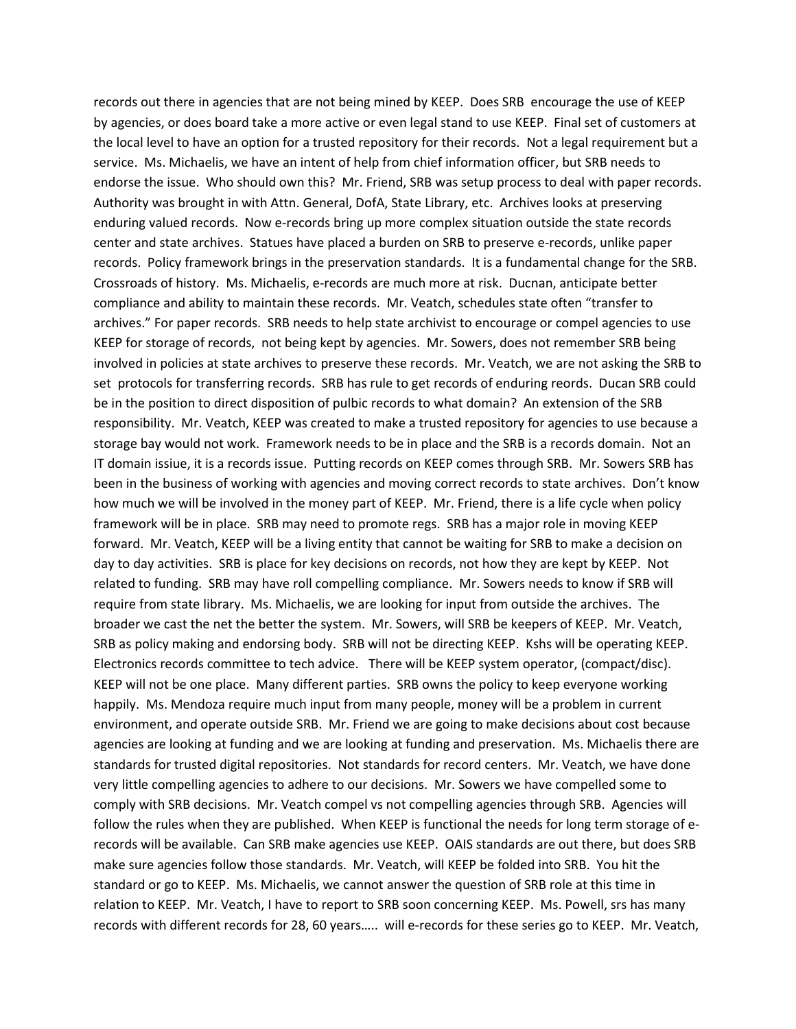records out there in agencies that are not being mined by KEEP. Does SRB encourage the use of KEEP by agencies, or does board take a more active or even legal stand to use KEEP. Final set of customers at the local level to have an option for a trusted repository for their records. Not a legal requirement but a service. Ms. Michaelis, we have an intent of help from chief information officer, but SRB needs to endorse the issue. Who should own this? Mr. Friend, SRB was setup process to deal with paper records. Authority was brought in with Attn. General, DofA, State Library, etc. Archives looks at preserving enduring valued records. Now e-records bring up more complex situation outside the state records center and state archives. Statues have placed a burden on SRB to preserve e-records, unlike paper records. Policy framework brings in the preservation standards. It is a fundamental change for the SRB. Crossroads of history. Ms. Michaelis, e-records are much more at risk. Ducnan, anticipate better compliance and ability to maintain these records. Mr. Veatch, schedules state often "transfer to archives." For paper records. SRB needs to help state archivist to encourage or compel agencies to use KEEP for storage of records, not being kept by agencies. Mr. Sowers, does not remember SRB being involved in policies at state archives to preserve these records. Mr. Veatch, we are not asking the SRB to set protocols for transferring records. SRB has rule to get records of enduring reords. Ducan SRB could be in the position to direct disposition of pulbic records to what domain? An extension of the SRB responsibility. Mr. Veatch, KEEP was created to make a trusted repository for agencies to use because a storage bay would not work. Framework needs to be in place and the SRB is a records domain. Not an IT domain issiue, it is a records issue. Putting records on KEEP comes through SRB. Mr. Sowers SRB has been in the business of working with agencies and moving correct records to state archives. Don't know how much we will be involved in the money part of KEEP. Mr. Friend, there is a life cycle when policy framework will be in place. SRB may need to promote regs. SRB has a major role in moving KEEP forward. Mr. Veatch, KEEP will be a living entity that cannot be waiting for SRB to make a decision on day to day activities. SRB is place for key decisions on records, not how they are kept by KEEP. Not related to funding. SRB may have roll compelling compliance. Mr. Sowers needs to know if SRB will require from state library. Ms. Michaelis, we are looking for input from outside the archives. The broader we cast the net the better the system. Mr. Sowers, will SRB be keepers of KEEP. Mr. Veatch, SRB as policy making and endorsing body. SRB will not be directing KEEP. Kshs will be operating KEEP. Electronics records committee to tech advice. There will be KEEP system operator, (compact/disc). KEEP will not be one place. Many different parties. SRB owns the policy to keep everyone working happily. Ms. Mendoza require much input from many people, money will be a problem in current environment, and operate outside SRB. Mr. Friend we are going to make decisions about cost because agencies are looking at funding and we are looking at funding and preservation. Ms. Michaelis there are standards for trusted digital repositories. Not standards for record centers. Mr. Veatch, we have done very little compelling agencies to adhere to our decisions. Mr. Sowers we have compelled some to comply with SRB decisions. Mr. Veatch compel vs not compelling agencies through SRB. Agencies will follow the rules when they are published. When KEEP is functional the needs for long term storage of e-records will be available. Can SRB make agencies use KEEP. OAIS standards are out there, but does SRB make sure agencies follow those standards. Mr. Veatch, will KEEP be folded into SRB. You hit the standard or go to KEEP. Ms. Michaelis, we cannot answer the question of SRB role at this time in relation to KEEP. Mr. Veatch, I have to report to SRB soon concerning KEEP. Ms. Powell, srs has many records with different records for 28, 60 years….. will e-records for these series go to KEEP. Mr. Veatch,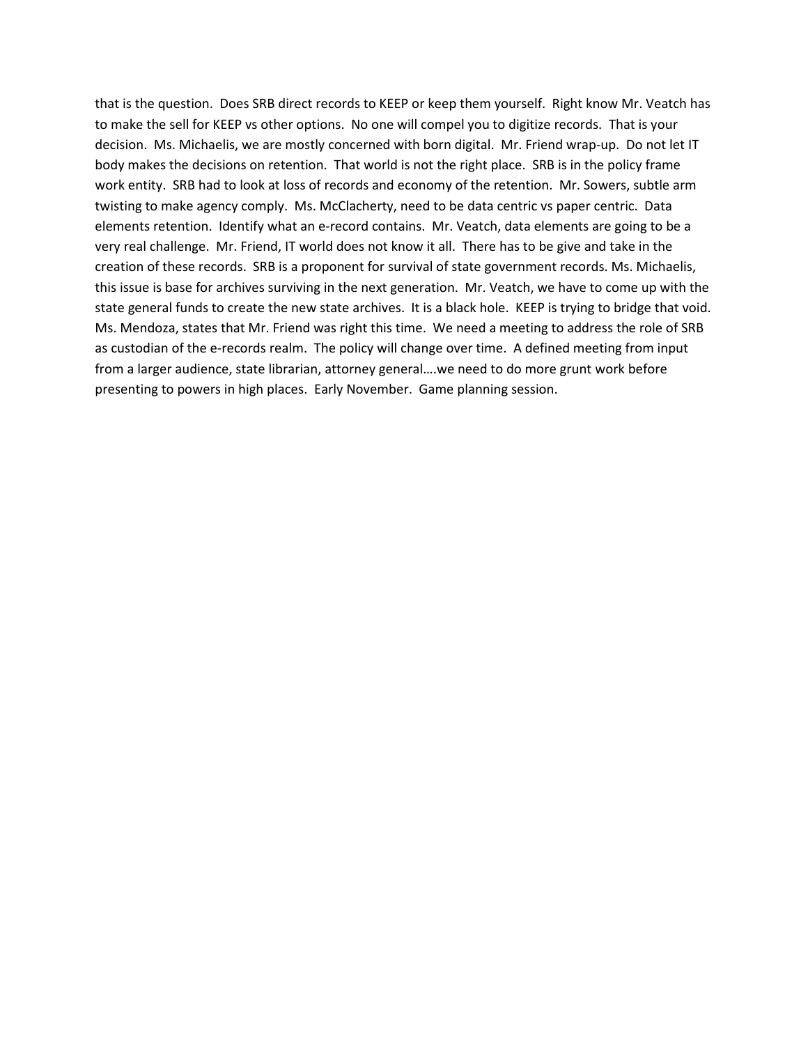that is the question. Does SRB direct records to KEEP or keep them yourself. Right know Mr. Veatch has to make the sell for KEEP vs other options. No one will compel you to digitize records. That is your decision. Ms. Michaelis, we are mostly concerned with born digital. Mr. Friend wrap-up. Do not let IT body makes the decisions on retention. That world is not the right place. SRB is in the policy frame work entity. SRB had to look at loss of records and economy of the retention. Mr. Sowers, subtle arm twisting to make agency comply. Ms. McClacherty, need to be data centric vs paper centric. Data elements retention. Identify what an e-record contains. Mr. Veatch, data elements are going to be a very real challenge. Mr. Friend, IT world does not know it all. There has to be give and take in the creation of these records. SRB is a proponent for survival of state government records. Ms. Michaelis, this issue is base for archives surviving in the next generation. Mr. Veatch, we have to come up with the state general funds to create the new state archives. It is a black hole. KEEP is trying to bridge that void. Ms. Mendoza, states that Mr. Friend was right this time. We need a meeting to address the role of SRB as custodian of the e-records realm. The policy will change over time. A defined meeting from input from a larger audience, state librarian, attorney general….we need to do more grunt work before presenting to powers in high places. Early November. Game planning session.